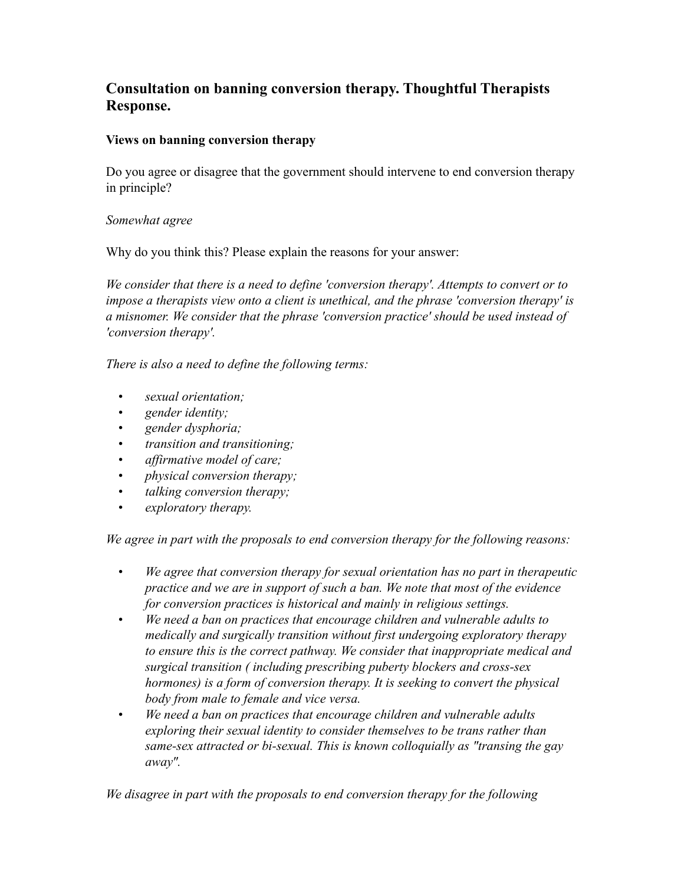## Consultation on banning conversion therapy. Thoughtful Therapists Response.

### Views on banning conversion therapy

Do you agree or disagree that the government should intervene to end conversion therapy in principle?

*Somewhat agree*

Why do you think this? Please explain the reasons for your answer:

*We consider that there is a need to define 'conversion therapy'. Attempts to convert or to impose a therapists view onto a client is unethical, and the phrase 'conversion therapy' is a misnomer. We consider that the phrase 'conversion practice' should be used instead of 'conversion therapy'.*

*There is also a need to define the following terms:*

- *sexual orientation;*
- *gender identity;*
- *gender dysphoria;*
- *transition and transitioning;*
- *affirmative model of care;*
- *physical conversion therapy;*
- *talking conversion therapy;*
- *exploratory therapy.*

*We agree in part with the proposals to end conversion therapy for the following reasons:*

- *We agree that conversion therapy for sexual orientation has no part in therapeutic practice and we are in support of such a ban. We note that most of the evidence for conversion practices is historical and mainly in religious settings.*
- *We need a ban on practices that encourage children and vulnerable adults to medically and surgically transition without first undergoing exploratory therapy to ensure this is the correct pathway. We consider that inappropriate medical and surgical transition ( including prescribing puberty blockers and cross-sex hormones) is a form of conversion therapy. It is seeking to convert the physical body from male to female and vice versa.*
- *We need a ban on practices that encourage children and vulnerable adults exploring their sexual identity to consider themselves to be trans rather than same-sex attracted or bi-sexual. This is known colloquially as "transing the gay away".*

*We disagree in part with the proposals to end conversion therapy for the following*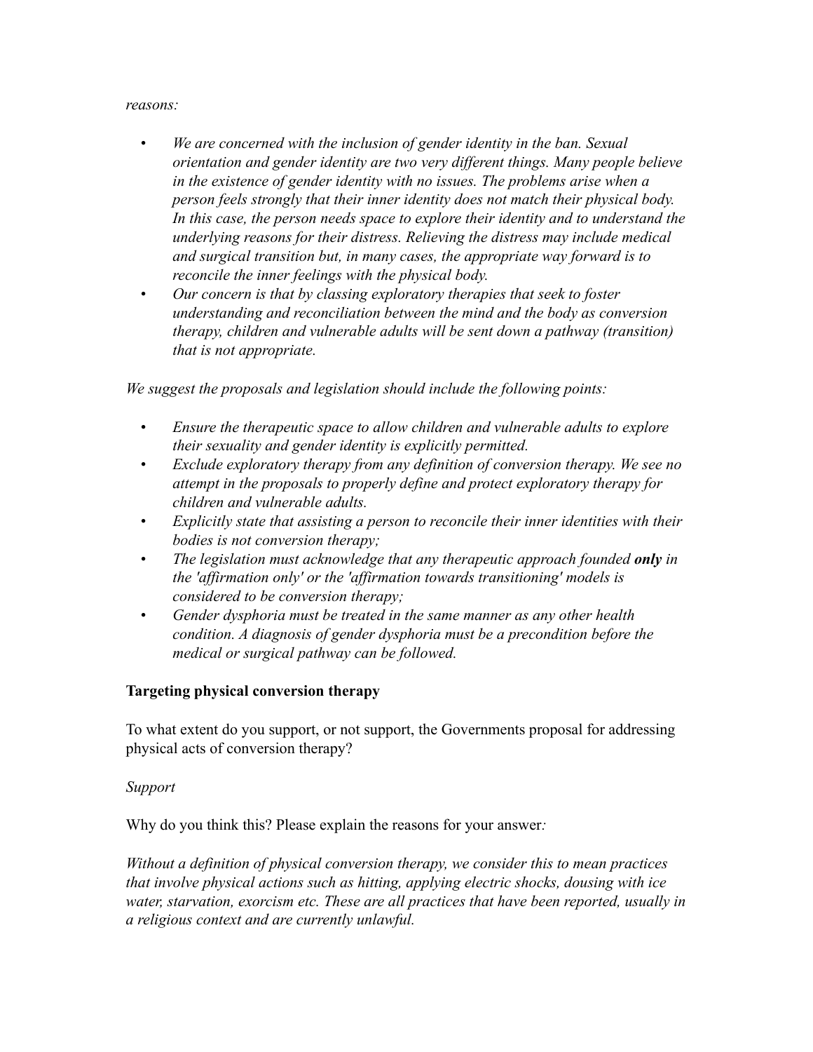*reasons:*

- *We are concerned with the inclusion of gender identity in the ban. Sexual orientation and gender identity are two very different things. Many people believe in the existence of gender identity with no issues. The problems arise when a person feels strongly that their inner identity does not match their physical body. In this case, the person needs space to explore their identity and to understand the underlying reasons for their distress. Relieving the distress may include medical and surgical transition but, in many cases, the appropriate way forward is to reconcile the inner feelings with the physical body.*
- *Our concern is that by classing exploratory therapies that seek to foster understanding and reconciliation between the mind and the body as conversion therapy, children and vulnerable adults will be sent down a pathway (transition) that is not appropriate.*

*We suggest the proposals and legislation should include the following points:*

- *Ensure the therapeutic space to allow children and vulnerable adults to explore their sexuality and gender identity is explicitly permitted.*
- *Exclude exploratory therapy from any definition of conversion therapy. We see no attempt in the proposals to properly define and protect exploratory therapy for children and vulnerable adults.*
- *Explicitly state that assisting a person to reconcile their inner identities with their bodies is not conversion therapy;*
- *The legislation must acknowledge that any therapeutic approach founded* ***only*** *in the 'affirmation only' or the 'affirmation towards transitioning' models is considered to be conversion therapy;*
- *Gender dysphoria must be treated in the same manner as any other health condition. A diagnosis of gender dysphoria must be a precondition before the medical or surgical pathway can be followed.*

**Targeting physical conversion therapy**

To what extent do you support, or not support, the Governments proposal for addressing physical acts of conversion therapy?

*Support*

Why do you think this? Please explain the reasons for your answer*:*

*Without a definition of physical conversion therapy, we consider this to mean practices that involve physical actions such as hitting, applying electric shocks, dousing with ice water, starvation, exorcism etc. These are all practices that have been reported, usually in a religious context and are currently unlawful.*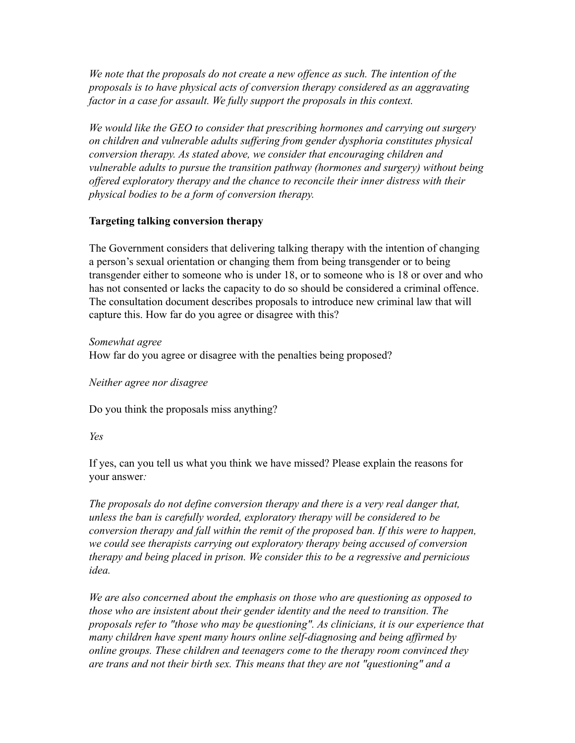*We note that the proposals do not create a new offence as such. The intention of the proposals is to have physical acts of conversion therapy considered as an aggravating factor in a case for assault. We fully support the proposals in this context.*

*We would like the GEO to consider that prescribing hormones and carrying out surgery on children and vulnerable adults suffering from gender dysphoria constitutes physical conversion therapy. As stated above, we consider that encouraging children and vulnerable adults to pursue the transition pathway (hormones and surgery) without being offered exploratory therapy and the chance to reconcile their inner distress with their physical bodies to be a form of conversion therapy.*

**Targeting talking conversion therapy**

The Government considers that delivering talking therapy with the intention of changing a person's sexual orientation or changing them from being transgender or to being transgender either to someone who is under 18, or to someone who is 18 or over and who has not consented or lacks the capacity to do so should be considered a criminal offence. The consultation document describes proposals to introduce new criminal law that will capture this. How far do you agree or disagree with this?

*Somewhat agree*

How far do you agree or disagree with the penalties being proposed?

*Neither agree nor disagree*

Do you think the proposals miss anything?

*Yes*

If yes, can you tell us what you think we have missed? Please explain the reasons for your answer*:*

*The proposals do not define conversion therapy and there is a very real danger that, unless the ban is carefully worded, exploratory therapy will be considered to be conversion therapy and fall within the remit of the proposed ban. If this were to happen, we could see therapists carrying out exploratory therapy being accused of conversion therapy and being placed in prison. We consider this to be a regressive and pernicious idea.*

*We are also concerned about the emphasis on those who are questioning as opposed to those who are insistent about their gender identity and the need to transition. The proposals refer to "those who may be questioning". As clinicians, it is our experience that many children have spent many hours online self-diagnosing and being affirmed by online groups. These children and teenagers come to the therapy room convinced they are trans and not their birth sex. This means that they are not "questioning" and a*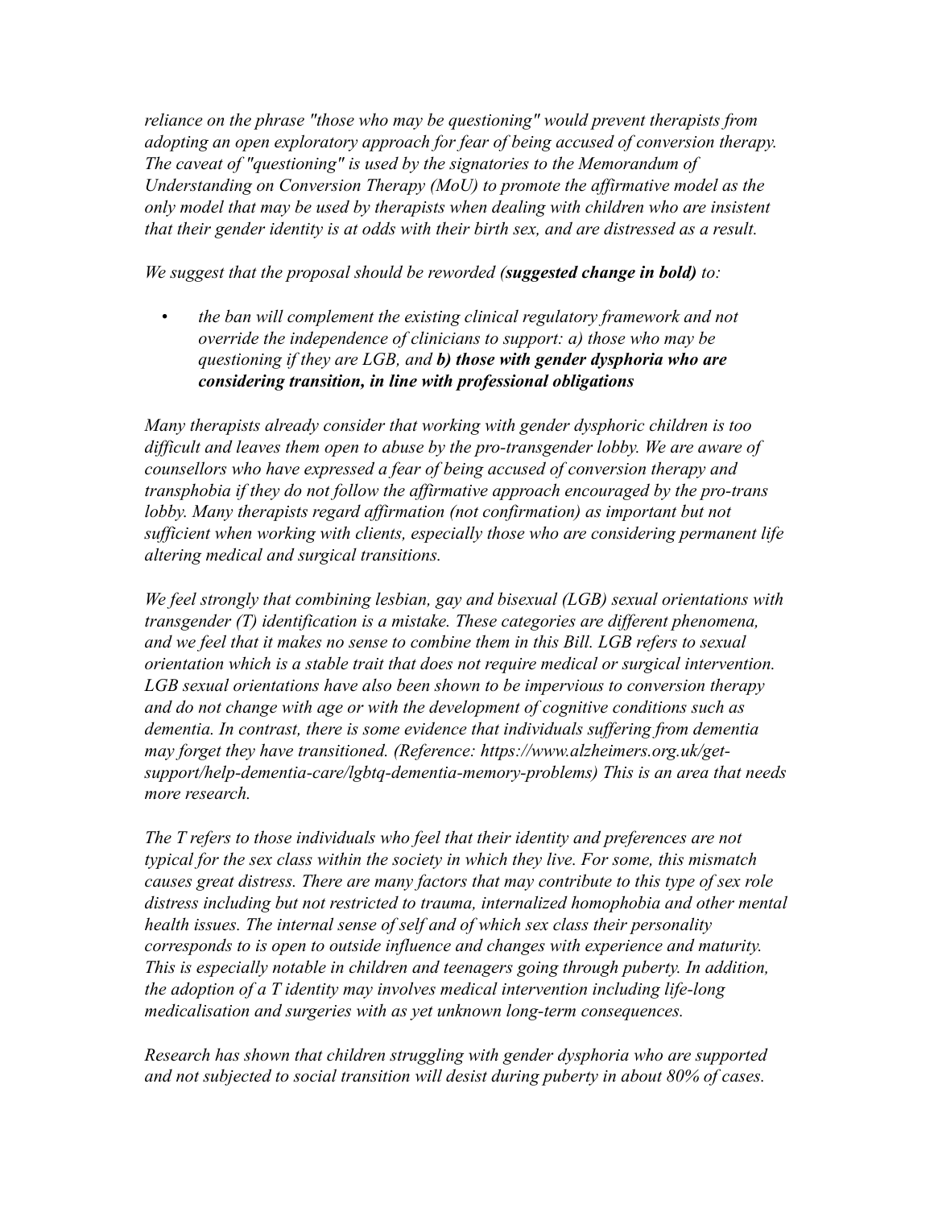*reliance on the phrase "those who may be questioning" would prevent therapists from adopting an open exploratory approach for fear of being accused of conversion therapy. The caveat of "questioning" is used by the signatories to the Memorandum of Understanding on Conversion Therapy (MoU) to promote the affirmative model as the only model that may be used by therapists when dealing with children who are insistent that their gender identity is at odds with their birth sex, and are distressed as a result.*

*We suggest that the proposal should be reworded (**suggested change in bold**) to:*

- *the ban will complement the existing clinical regulatory framework and not override the independence of clinicians to support: a) those who may be questioning if they are LGB, and **b) those with gender dysphoria who are considering transition, in line with professional obligations***

*Many therapists already consider that working with gender dysphoric children is too difficult and leaves them open to abuse by the pro-transgender lobby. We are aware of counsellors who have expressed a fear of being accused of conversion therapy and transphobia if they do not follow the affirmative approach encouraged by the pro-trans lobby. Many therapists regard affirmation (not confirmation) as important but not sufficient when working with clients, especially those who are considering permanent life altering medical and surgical transitions.*

*We feel strongly that combining lesbian, gay and bisexual (LGB) sexual orientations with transgender (T) identification is a mistake. These categories are different phenomena, and we feel that it makes no sense to combine them in this Bill. LGB refers to sexual orientation which is a stable trait that does not require medical or surgical intervention. LGB sexual orientations have also been shown to be impervious to conversion therapy and do not change with age or with the development of cognitive conditions such as dementia. In contrast, there is some evidence that individuals suffering from dementia may forget they have transitioned. (Reference: https://www.alzheimers.org.uk/get-support/help-dementia-care/lgbtq-dementia-memory-problems) This is an area that needs more research.*

*The T refers to those individuals who feel that their identity and preferences are not typical for the sex class within the society in which they live. For some, this mismatch causes great distress. There are many factors that may contribute to this type of sex role distress including but not restricted to trauma, internalized homophobia and other mental health issues. The internal sense of self and of which sex class their personality corresponds to is open to outside influence and changes with experience and maturity. This is especially notable in children and teenagers going through puberty. In addition, the adoption of a T identity may involves medical intervention including life-long medicalisation and surgeries with as yet unknown long-term consequences.*

*Research has shown that children struggling with gender dysphoria who are supported and not subjected to social transition will desist during puberty in about 80% of cases.*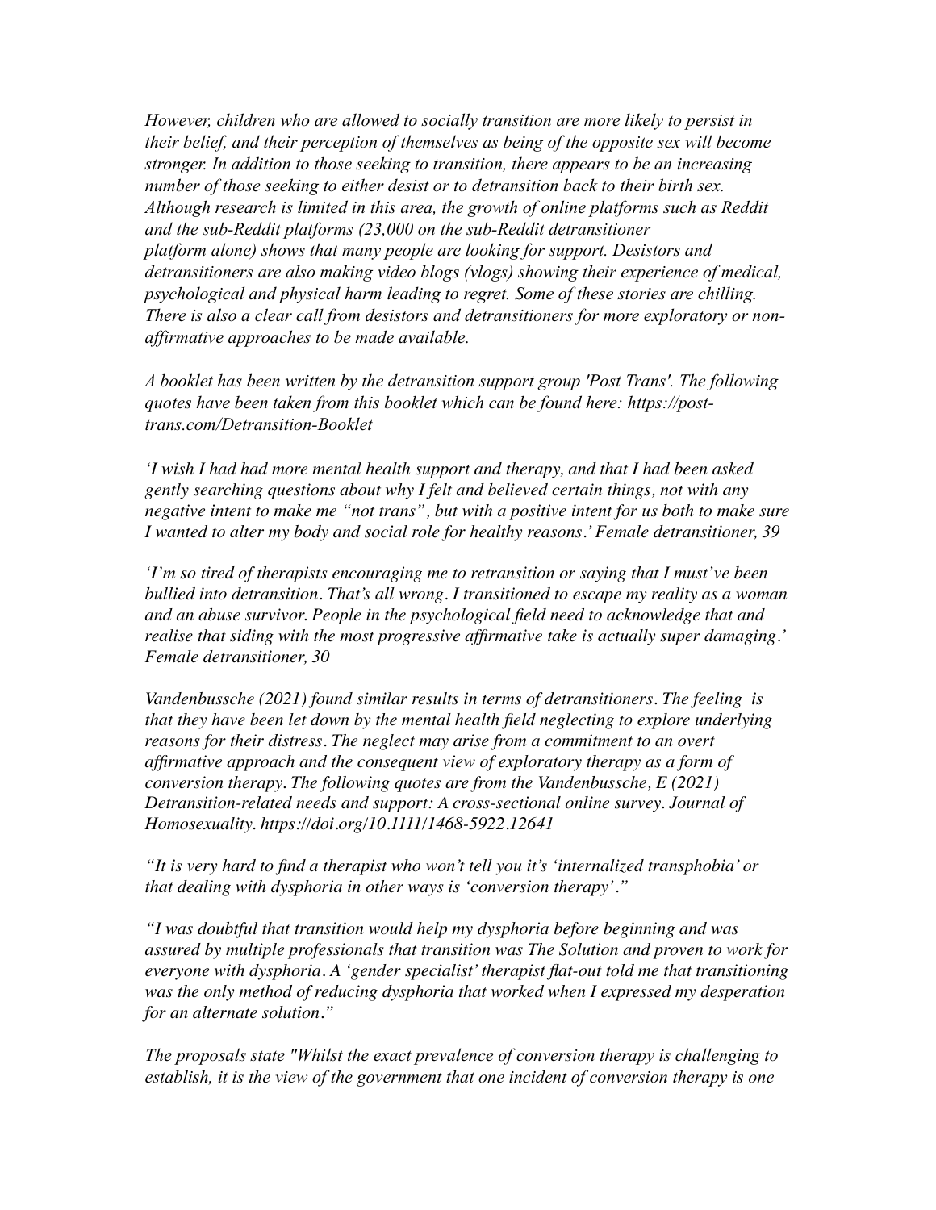*However, children who are allowed to socially transition are more likely to persist in their belief, and their perception of themselves as being of the opposite sex will become stronger. In addition to those seeking to transition, there appears to be an increasing number of those seeking to either desist or to detransition back to their birth sex. Although research is limited in this area, the growth of online platforms such as Reddit and the sub-Reddit platforms (23,000 on the sub-Reddit detransitioner platform alone) shows that many people are looking for support. Desistors and detransitioners are also making video blogs (vlogs) showing their experience of medical, psychological and physical harm leading to regret. Some of these stories are chilling. There is also a clear call from desistors and detransitioners for more exploratory or non-affirmative approaches to be made available.*

*A booklet has been written by the detransition support group 'Post Trans'. The following quotes have been taken from this booklet which can be found here: https://post-trans.com/Detransition-Booklet*

*'I wish I had had more mental health support and therapy, and that I had been asked gently searching questions about why I felt and believed certain things, not with any negative intent to make me "not trans", but with a positive intent for us both to make sure I wanted to alter my body and social role for healthy reasons.' Female detransitioner, 39*

*'I'm so tired of therapists encouraging me to retransition or saying that I must've been bullied into detransition. That's all wrong. I transitioned to escape my reality as a woman and an abuse survivor. People in the psychological field need to acknowledge that and realise that siding with the most progressive affirmative take is actually super damaging.' Female detransitioner, 30*

*Vandenbussche (2021) found similar results in terms of detransitioners. The feeling is that they have been let down by the mental health field neglecting to explore underlying reasons for their distress. The neglect may arise from a commitment to an overt affirmative approach and the consequent view of exploratory therapy as a form of conversion therapy. The following quotes are from the Vandenbussche, E (2021) Detransition-related needs and support: A cross-sectional online survey. Journal of Homosexuality. https://doi.org/10.1111/1468-5922.12641*

*"It is very hard to find a therapist who won't tell you it's 'internalized transphobia' or that dealing with dysphoria in other ways is 'conversion therapy'."*

*"I was doubtful that transition would help my dysphoria before beginning and was assured by multiple professionals that transition was The Solution and proven to work for everyone with dysphoria. A 'gender specialist' therapist flat-out told me that transitioning was the only method of reducing dysphoria that worked when I expressed my desperation for an alternate solution."*

*The proposals state "Whilst the exact prevalence of conversion therapy is challenging to establish, it is the view of the government that one incident of conversion therapy is one*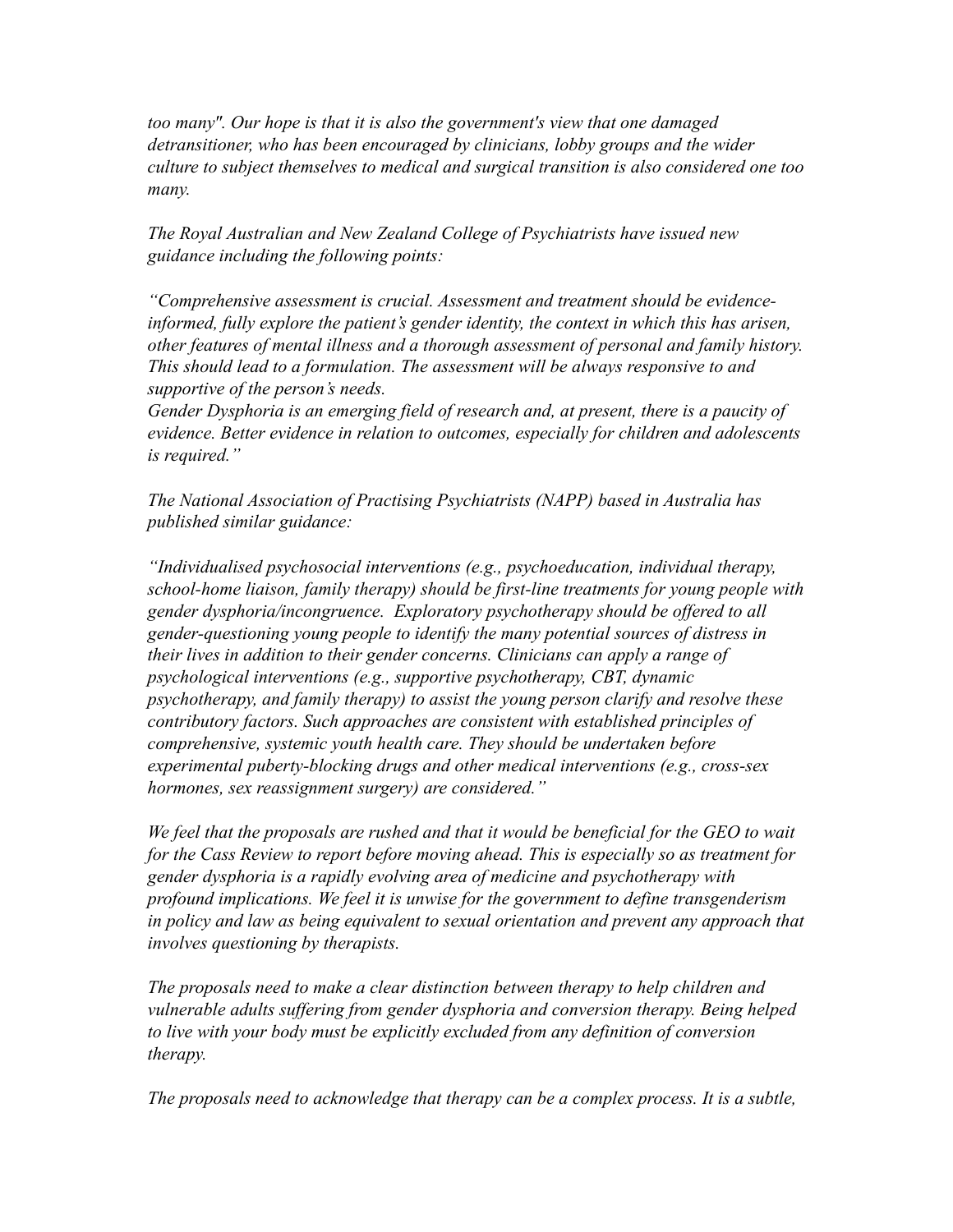*too many". Our hope is that it is also the government's view that one damaged detransitioner, who has been encouraged by clinicians, lobby groups and the wider culture to subject themselves to medical and surgical transition is also considered one too many.*

*The Royal Australian and New Zealand College of Psychiatrists have issued new guidance including the following points:*

*"Comprehensive assessment is crucial. Assessment and treatment should be evidence-informed, fully explore the patient's gender identity, the context in which this has arisen, other features of mental illness and a thorough assessment of personal and family history. This should lead to a formulation. The assessment will be always responsive to and supportive of the person's needs.*
*Gender Dysphoria is an emerging field of research and, at present, there is a paucity of evidence. Better evidence in relation to outcomes, especially for children and adolescents is required."*

*The National Association of Practising Psychiatrists (NAPP) based in Australia has published similar guidance:*

*"Individualised psychosocial interventions (e.g., psychoeducation, individual therapy, school-home liaison, family therapy) should be first-line treatments for young people with gender dysphoria/incongruence. Exploratory psychotherapy should be offered to all gender-questioning young people to identify the many potential sources of distress in their lives in addition to their gender concerns. Clinicians can apply a range of psychological interventions (e.g., supportive psychotherapy, CBT, dynamic psychotherapy, and family therapy) to assist the young person clarify and resolve these contributory factors. Such approaches are consistent with established principles of comprehensive, systemic youth health care. They should be undertaken before experimental puberty-blocking drugs and other medical interventions (e.g., cross-sex hormones, sex reassignment surgery) are considered."*

*We feel that the proposals are rushed and that it would be beneficial for the GEO to wait for the Cass Review to report before moving ahead. This is especially so as treatment for gender dysphoria is a rapidly evolving area of medicine and psychotherapy with profound implications. We feel it is unwise for the government to define transgenderism in policy and law as being equivalent to sexual orientation and prevent any approach that involves questioning by therapists.*

*The proposals need to make a clear distinction between therapy to help children and vulnerable adults suffering from gender dysphoria and conversion therapy. Being helped to live with your body must be explicitly excluded from any definition of conversion therapy.*

*The proposals need to acknowledge that therapy can be a complex process. It is a subtle,*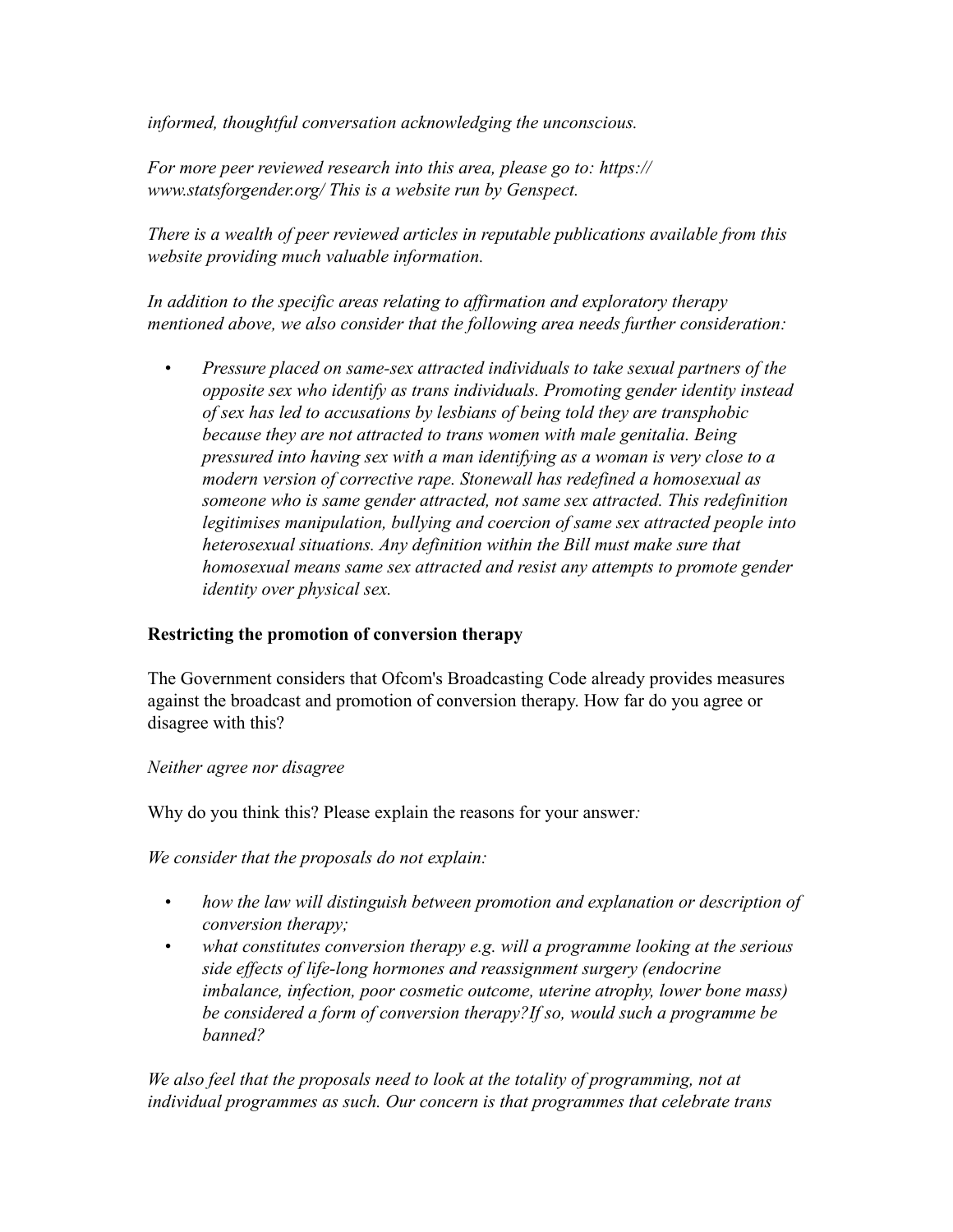*informed, thoughtful conversation acknowledging the unconscious.*

*For more peer reviewed research into this area, please go to: https://www.statsforgender.org/ This is a website run by Genspect.*

*There is a wealth of peer reviewed articles in reputable publications available from this website providing much valuable information.*

*In addition to the specific areas relating to affirmation and exploratory therapy mentioned above, we also consider that the following area needs further consideration:*

- *Pressure placed on same-sex attracted individuals to take sexual partners of the opposite sex who identify as trans individuals. Promoting gender identity instead of sex has led to accusations by lesbians of being told they are transphobic because they are not attracted to trans women with male genitalia. Being pressured into having sex with a man identifying as a woman is very close to a modern version of corrective rape. Stonewall has redefined a homosexual as someone who is same gender attracted, not same sex attracted. This redefinition legitimises manipulation, bullying and coercion of same sex attracted people into heterosexual situations. Any definition within the Bill must make sure that homosexual means same sex attracted and resist any attempts to promote gender identity over physical sex.*

**Restricting the promotion of conversion therapy**

The Government considers that Ofcom's Broadcasting Code already provides measures against the broadcast and promotion of conversion therapy. How far do you agree or disagree with this?

*Neither agree nor disagree*

Why do you think this? Please explain the reasons for your answer*:*

*We consider that the proposals do not explain:*

- *how the law will distinguish between promotion and explanation or description of conversion therapy;*
- *what constitutes conversion therapy e.g. will a programme looking at the serious side effects of life-long hormones and reassignment surgery (endocrine imbalance, infection, poor cosmetic outcome, uterine atrophy, lower bone mass) be considered a form of conversion therapy? If so, would such a programme be banned?*

*We also feel that the proposals need to look at the totality of programming, not at individual programmes as such. Our concern is that programmes that celebrate trans*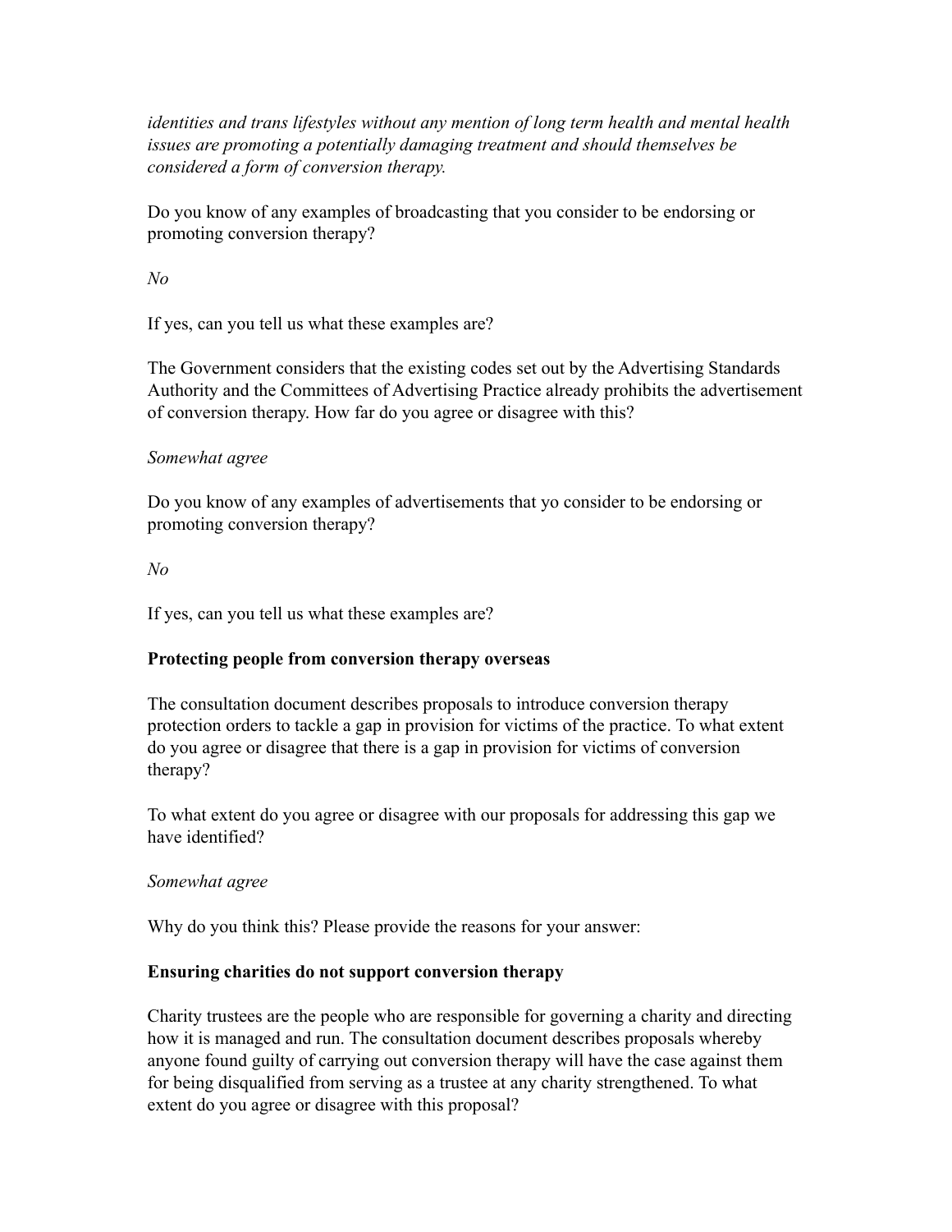*identities and trans lifestyles without any mention of long term health and mental health issues are promoting a potentially damaging treatment and should themselves be considered a form of conversion therapy.*

Do you know of any examples of broadcasting that you consider to be endorsing or promoting conversion therapy?

*No*

If yes, can you tell us what these examples are?

The Government considers that the existing codes set out by the Advertising Standards Authority and the Committees of Advertising Practice already prohibits the advertisement of conversion therapy. How far do you agree or disagree with this?

*Somewhat agree*

Do you know of any examples of advertisements that yo consider to be endorsing or promoting conversion therapy?

*No*

If yes, can you tell us what these examples are?

**Protecting people from conversion therapy overseas**

The consultation document describes proposals to introduce conversion therapy protection orders to tackle a gap in provision for victims of the practice. To what extent do you agree or disagree that there is a gap in provision for victims of conversion therapy?

To what extent do you agree or disagree with our proposals for addressing this gap we have identified?

*Somewhat agree*

Why do you think this? Please provide the reasons for your answer:

**Ensuring charities do not support conversion therapy**

Charity trustees are the people who are responsible for governing a charity and directing how it is managed and run. The consultation document describes proposals whereby anyone found guilty of carrying out conversion therapy will have the case against them for being disqualified from serving as a trustee at any charity strengthened. To what extent do you agree or disagree with this proposal?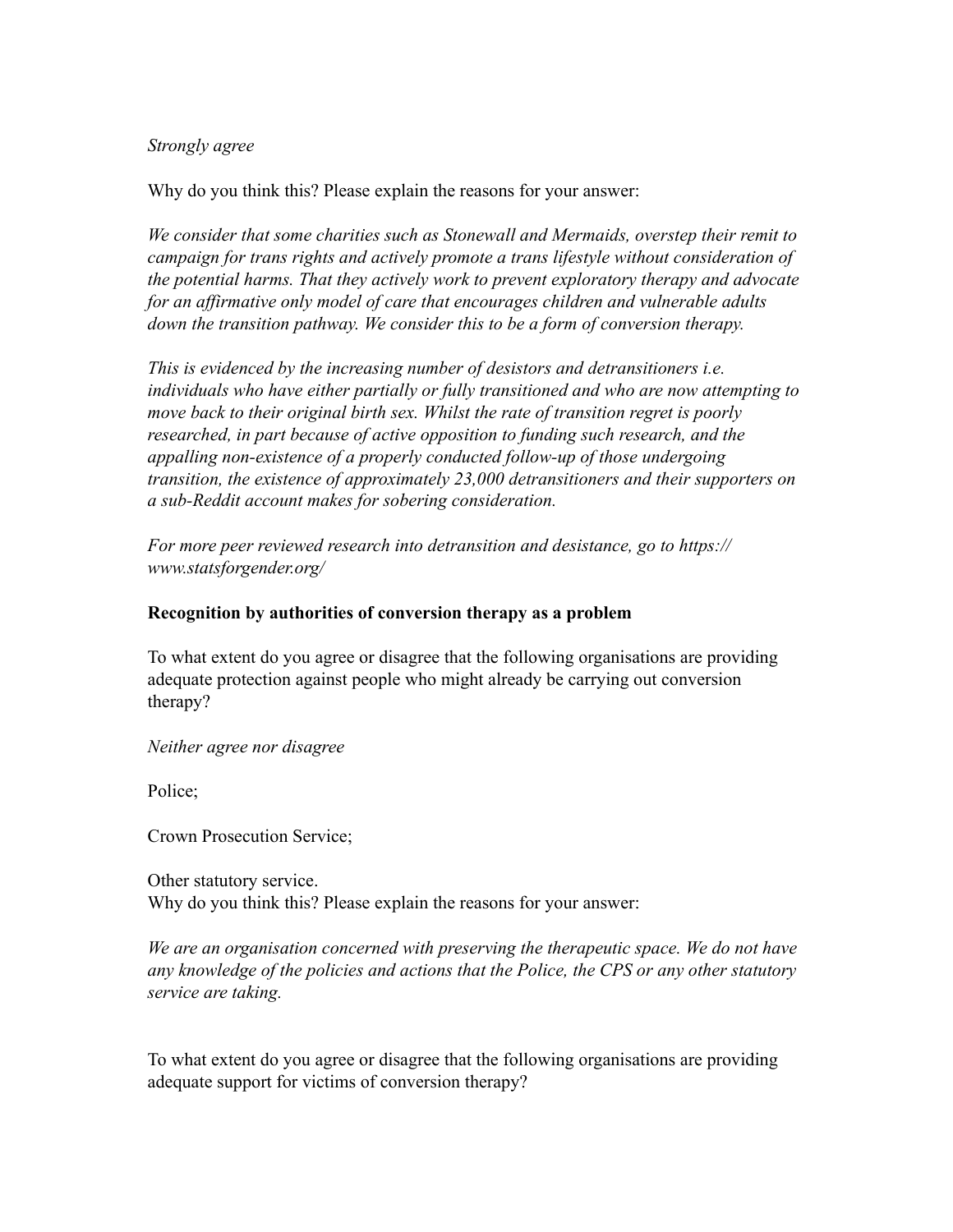*Strongly agree*

Why do you think this? Please explain the reasons for your answer:

*We consider that some charities such as Stonewall and Mermaids, overstep their remit to campaign for trans rights and actively promote a trans lifestyle without consideration of the potential harms. That they actively work to prevent exploratory therapy and advocate for an affirmative only model of care that encourages children and vulnerable adults down the transition pathway. We consider this to be a form of conversion therapy.*

*This is evidenced by the increasing number of desistors and detransitioners i.e. individuals who have either partially or fully transitioned and who are now attempting to move back to their original birth sex. Whilst the rate of transition regret is poorly researched, in part because of active opposition to funding such research, and the appalling non-existence of a properly conducted follow-up of those undergoing transition, the existence of approximately 23,000 detransitioners and their supporters on a sub-Reddit account makes for sobering consideration.*

*For more peer reviewed research into detransition and desistance, go to https://www.statsforgender.org/*

**Recognition by authorities of conversion therapy as a problem**

To what extent do you agree or disagree that the following organisations are providing adequate protection against people who might already be carrying out conversion therapy?

*Neither agree nor disagree*

Police;

Crown Prosecution Service;

Other statutory service.

Why do you think this? Please explain the reasons for your answer:

*We are an organisation concerned with preserving the therapeutic space. We do not have any knowledge of the policies and actions that the Police, the CPS or any other statutory service are taking.*

To what extent do you agree or disagree that the following organisations are providing adequate support for victims of conversion therapy?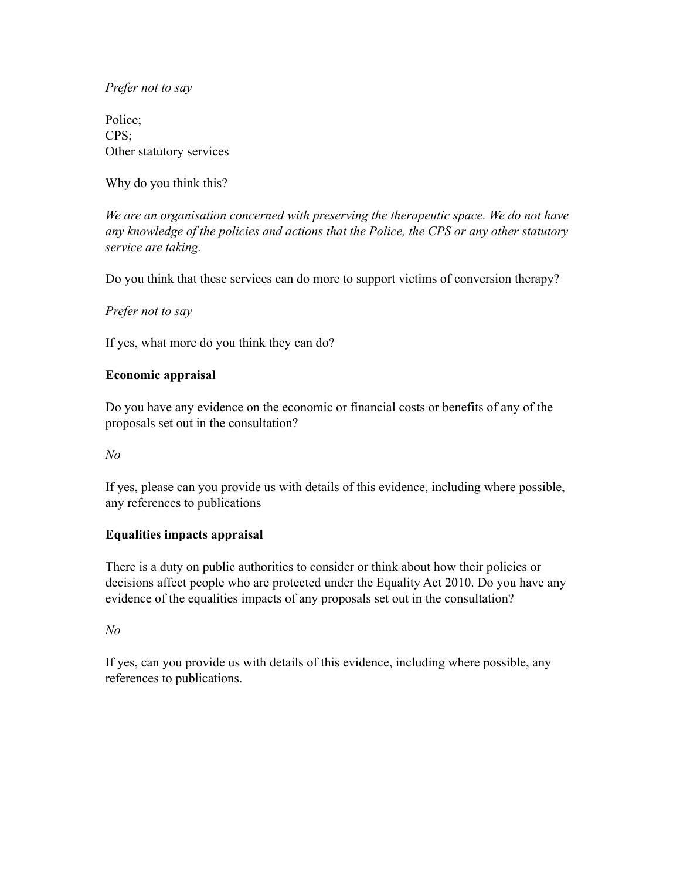*Prefer not to say*

Police;
CPS;
Other statutory services

Why do you think this?

*We are an organisation concerned with preserving the therapeutic space. We do not have any knowledge of the policies and actions that the Police, the CPS or any other statutory service are taking.*

Do you think that these services can do more to support victims of conversion therapy?

*Prefer not to say*

If yes, what more do you think they can do?

**Economic appraisal**

Do you have any evidence on the economic or financial costs or benefits of any of the proposals set out in the consultation?

*No*

If yes, please can you provide us with details of this evidence, including where possible, any references to publications

**Equalities impacts appraisal**

There is a duty on public authorities to consider or think about how their policies or decisions affect people who are protected under the Equality Act 2010. Do you have any evidence of the equalities impacts of any proposals set out in the consultation?

*No*

If yes, can you provide us with details of this evidence, including where possible, any references to publications.